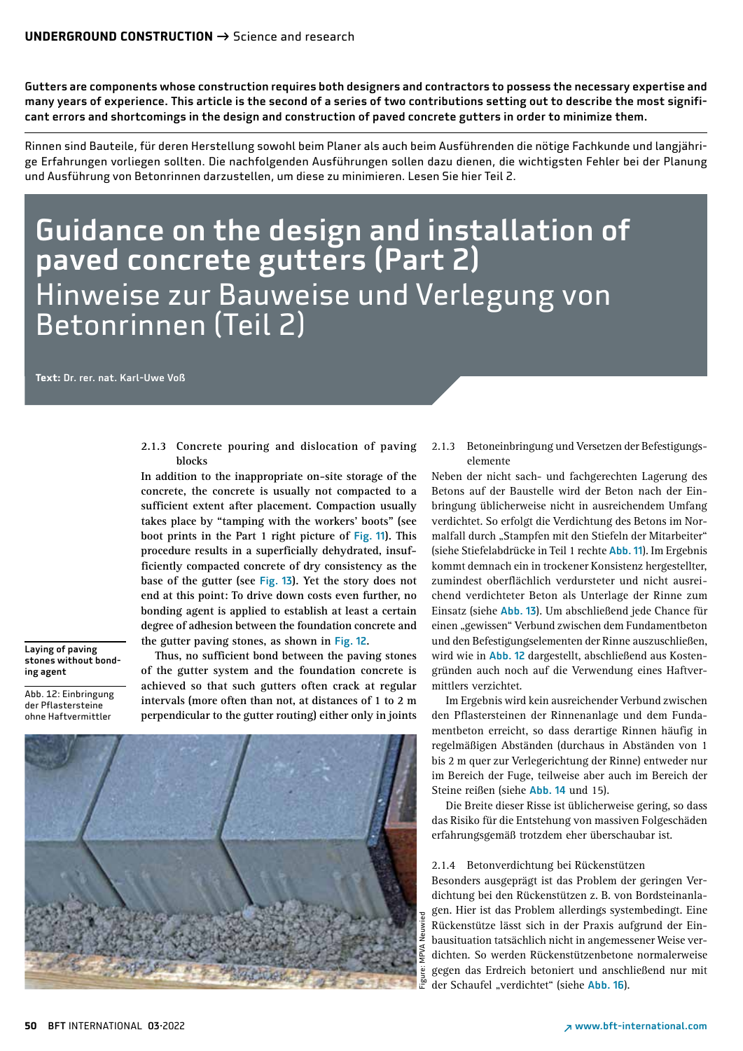Gutters are components whose construction requires both designers and contractors to possess the necessary expertise and many years of experience. This article is the second of a series of two contributions setting out to describe the most significant errors and shortcomings in the design and construction of paved concrete gutters in order to minimize them.

Rinnen sind Bauteile, für deren Herstellung sowohl beim Planer als auch beim Ausführenden die nötige Fachkunde und langjährige Erfahrungen vorliegen sollten. Die nachfolgenden Ausführungen sollen dazu dienen, die wichtigsten Fehler bei der Planung und Ausführung von Betonrinnen darzustellen, um diese zu minimieren. Lesen Sie hier Teil 2.

# Guidance on the design and installation of paved concrete gutters (Part 2)

# Hinweise zur Bauweise und Verlegung von Betonrinnen (Teil 2)

**Text:** Dr. rer. nat. Karl-Uwe Voß

### 2.1.3 Concrete pouring and dislocation of paving blocks

**In addition to the inappropriate on-site storage of the concrete, the concrete is usually not compacted to a sufficient extent after placement. Compaction usually takes place by "tamping with the workers' boots" (see boot prints in the Part 1 right picture of Fig. 11). This procedure results in a superficially dehydrated, insufficiently compacted concrete of dry consistency as the base of the gutter (see Fig. 13). Yet the story does not end at this point: To drive down costs even further, no bonding agent is applied to establish at least a certain degree of adhesion between the foundation concrete and the gutter paving stones, as shown in Fig. 12.**

**Thus, no sufficient bond between the paving stones of the gutter system and the foundation concrete is achieved so that such gutters often crack at regular intervals (more often than not, at distances of 1 to 2 m perpendicular to the gutter routing) either only in joints**

Laying of paving stones without bonding agent

Abb. 12: Einbringung der Pflastersteine ohne Haftvermittler

Figure: MPVA Neuwied

### 2.1.3 Betoneinbringung und Versetzen der Befestigungselemente

Neben der nicht sach- und fachgerechten Lagerung des Betons auf der Baustelle wird der Beton nach der Einbringung üblicherweise nicht in ausreichendem Umfang verdichtet. So erfolgt die Verdichtung des Betons im Normalfall durch „Stampfen mit den Stiefeln der Mitarbeiter" (siehe Stiefelabdrücke in Teil 1 rechte Abb. 11). Im Ergebnis kommt demnach ein in trockener Konsistenz hergestellter, zumindest oberflächlich verdursteter und nicht ausreichend verdichteter Beton als Unterlage der Rinne zum Einsatz (siehe Abb. 13). Um abschließend jede Chance für einen „gewissen" Verbund zwischen dem Fundamentbeton und den Befestigungselementen der Rinne auszuschließen, wird wie in Abb. 12 dargestellt, abschließend aus Kostengründen auch noch auf die Verwendung eines Haftvermittlers verzichtet.

Im Ergebnis wird kein ausreichender Verbund zwischen den Pflastersteinen der Rinnenanlage und dem Fundamentbeton erreicht, so dass derartige Rinnen häufig in regelmäßigen Abständen (durchaus in Abständen von 1 bis 2 m quer zur Verlegerichtung der Rinne) entweder nur im Bereich der Fuge, teilweise aber auch im Bereich der Steine reißen (siehe Abb. 14 und 15).

Die Breite dieser Risse ist üblicherweise gering, so dass das Risiko für die Entstehung von massiven Folgeschäden erfahrungsgemäß trotzdem eher überschaubar ist.

### 2.1.4 Betonverdichtung bei Rückenstützen

Besonders ausgeprägt ist das Problem der geringen Verdichtung bei den Rückenstützen z. B. von Bordsteinanlagen. Hier ist das Problem allerdings systembedingt. Eine Rückenstütze lässt sich in der Praxis aufgrund der Einbausituation tatsächlich nicht in angemessener Weise verdichten. So werden Rückenstützenbetone normalerweise gegen das Erdreich betoniert und anschließend nur mit der Schaufel „verdichtet" (siehe Abb. 16).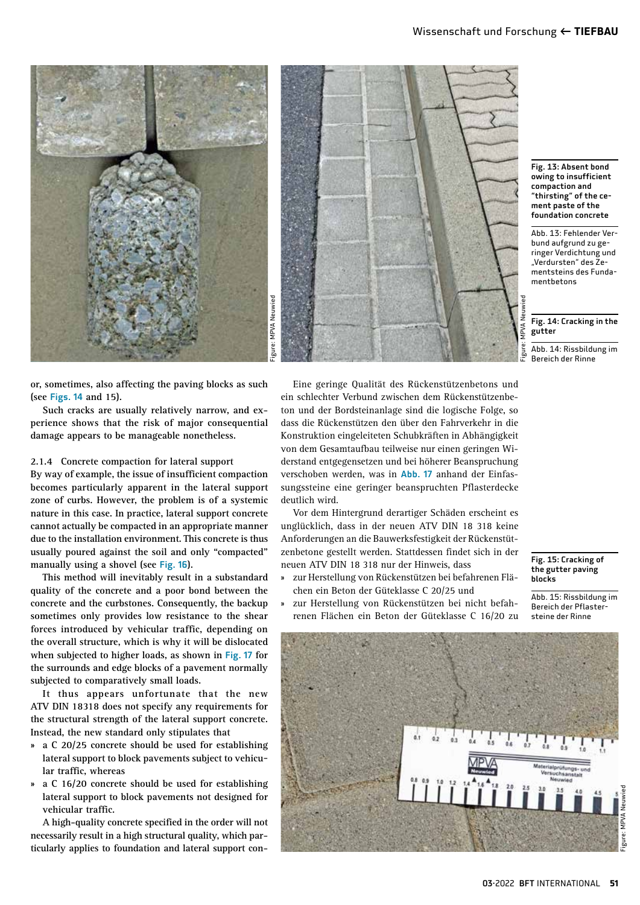Fig. 13: Absent bond owing to insufficient compaction and "thirsting" of the cement paste of the foundation concrete

Abb. 13: Fehlender Verbund aufgrund zu geringer Verdichtung und „Verdursten" des Zementsteins des Fundamentbetons

Fig. 14: Cracking in the gutter

Abb. 14: Rissbildung im Bereich der Rinne

or, sometimes, also affecting the paving blocks as such (see Figs. 14 and 15).

Such cracks are usually relatively narrow, and experience shows that the risk of major consequential damage appears to be manageable nonetheless.

### 2.1.4 Concrete compaction for lateral support

**By way of example, the issue of insufficient compaction becomes particularly apparent in the lateral support zone of curbs. However, the problem is of a systemic nature in this case. In practice, lateral support concrete cannot actually be compacted in an appropriate manner due to the installation environment. This concrete is thus usually poured against the soil and only "compacted" manually using a shovel (see Fig. 16).**

**This method will inevitably result in a substandard quality of the concrete and a poor bond between the concrete and the curbstones. Consequently, the backup sometimes only provides low resistance to the shear forces introduced by vehicular traffic, depending on the overall structure, which is why it will be dislocated when subjected to higher loads, as shown in Fig. 17 for the surrounds and edge blocks of a pavement normally subjected to comparatively small loads.**

**It thus appears unfortunate that the new ATV DIN 18318 does not specify any requirements for the structural strength of the lateral support concrete. Instead, the new standard only stipulates that**

- **a C 20/25 concrete should be used for establishing lateral support to block pavements subject to vehicular traffic, whereas**
- **a C 16/20 concrete should be used for establishing lateral support to block pavements not designed for vehicular traffic.**

**A high-quality concrete specified in the order will not necessarily result in a high structural quality, which particularly applies to foundation and lateral support con-**

Eine geringe Qualität des Rückenstützenbetons und ein schlechter Verbund zwischen dem Rückenstützenbeton und der Bordsteinanlage sind die logische Folge, so dass die Rückenstützen den über den Fahrverkehr in die Konstruktion eingeleiteten Schubkräften in Abhängigkeit von dem Gesamtaufbau teilweise nur einen geringen Widerstand entgegensetzen und bei höherer Beanspruchung verschoben werden, was in Abb. 17 anhand der Einfassungssteine eine geringer beanspruchten Pflasterdecke deutlich wird.

Vor dem Hintergrund derartiger Schäden erscheint es unglücklich, dass in der neuen ATV DIN 18 318 keine Anforderungen an die Bauwerksfestigkeit der Rückenstützenbetone gestellt werden. Stattdessen findet sich in der neuen ATV DIN 18 318 nur der Hinweis, dass

- zur Herstellung von Rückenstützen bei befahrenen Flächen ein Beton der Güteklasse C 20/25 und
- zur Herstellung von Rückenstützen bei nicht befahrenen Flächen ein Beton der Güteklasse C 16/20 zu

Fig. 15: Cracking of the gutter paving blocks

Abb. 15: Rissbildung im Bereich der Pflastersteine der Rinne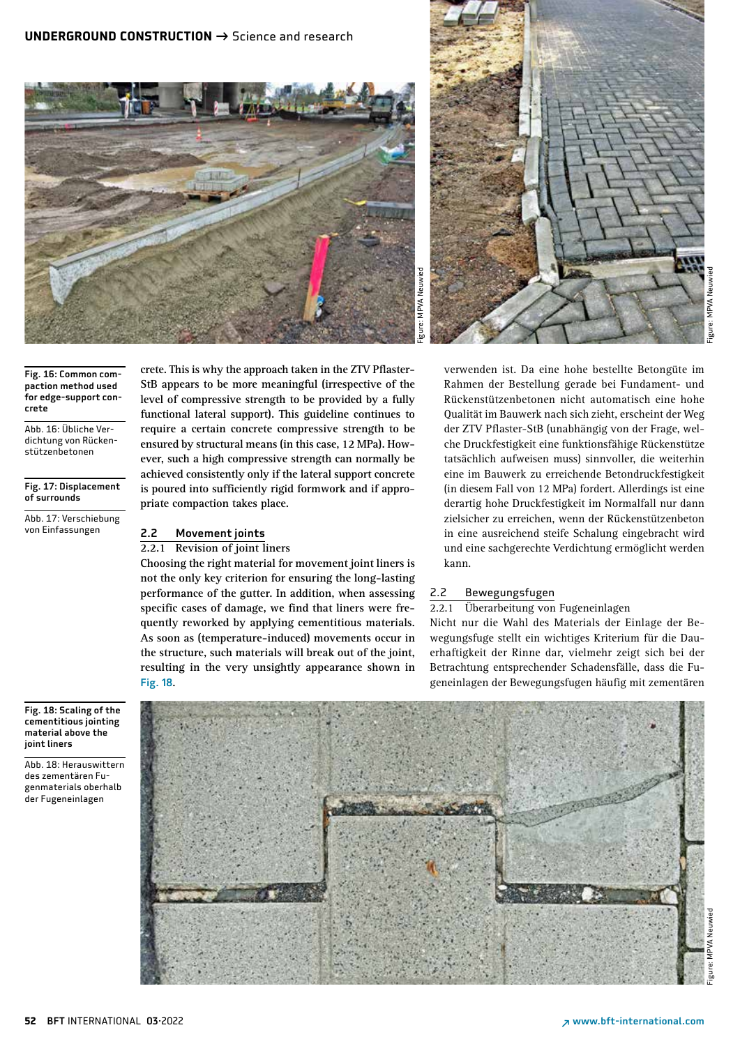Fig. 16: Common compaction method used for edge-support concrete

Abb. 16: Übliche Verdichtung von Rückenstützenbetonen

Fig. 17: Displacement of surrounds

Abb. 17: Verschiebung von Einfassungen

crete. This is why the approach taken in the ZTV Pflaster-StB appears to be more meaningful (irrespective of the level of compressive strength to be provided by a fully functional lateral support). This guideline continues to require a certain concrete compressive strength to be ensured by structural means (in this case, 12 MPa). However, such a high compressive strength can normally be achieved consistently only if the lateral support concrete is poured into sufficiently rigid formwork and if appropriate compaction takes place.

## 2.2 Movement joints

### 2.2.1 Revision of joint liners

Choosing the right material for movement joint liners is not the only key criterion for ensuring the long-lasting performance of the gutter. In addition, when assessing specific cases of damage, we find that liners were frequently reworked by applying cementitious materials. As soon as (temperature-induced) movements occur in the structure, such materials will break out of the joint, resulting in the very unsightly appearance shown in Fig. 18.

verwenden ist. Da eine hohe bestellte Betongüte im Rahmen der Bestellung gerade bei Fundament- und Rückenstützenbetonen nicht automatisch eine hohe Qualität im Bauwerk nach sich zieht, erscheint der Weg der ZTV Pflaster-StB (unabhängig von der Frage, welche Druckfestigkeit eine funktionsfähige Rückenstütze tatsächlich aufweisen muss) sinnvoller, die weiterhin eine im Bauwerk zu erreichende Betondruckfestigkeit (in diesem Fall von 12 MPa) fordert. Allerdings ist eine derartig hohe Druckfestigkeit im Normalfall nur dann zielsicher zu erreichen, wenn der Rückenstützenbeton in eine ausreichend steife Schalung eingebracht wird und eine sachgerechte Verdichtung ermöglicht werden kann.

## 2.2 Bewegungsfugen

### 2.2.1 Überarbeitung von Fugeneinlagen

Nicht nur die Wahl des Materials der Einlage der Bewegungsfuge stellt ein wichtiges Kriterium für die Dauerhaftigkeit der Rinne dar, vielmehr zeigt sich bei der Betrachtung entsprechender Schadensfälle, dass die Fugeneinlagen der Bewegungsfugen häufig mit zementären

Fig. 18: Scaling of the cementitious jointing material above the joint liners

Abb. 18: Herauswittern des zementären Fugenmaterials oberhalb der Fugeneinlagen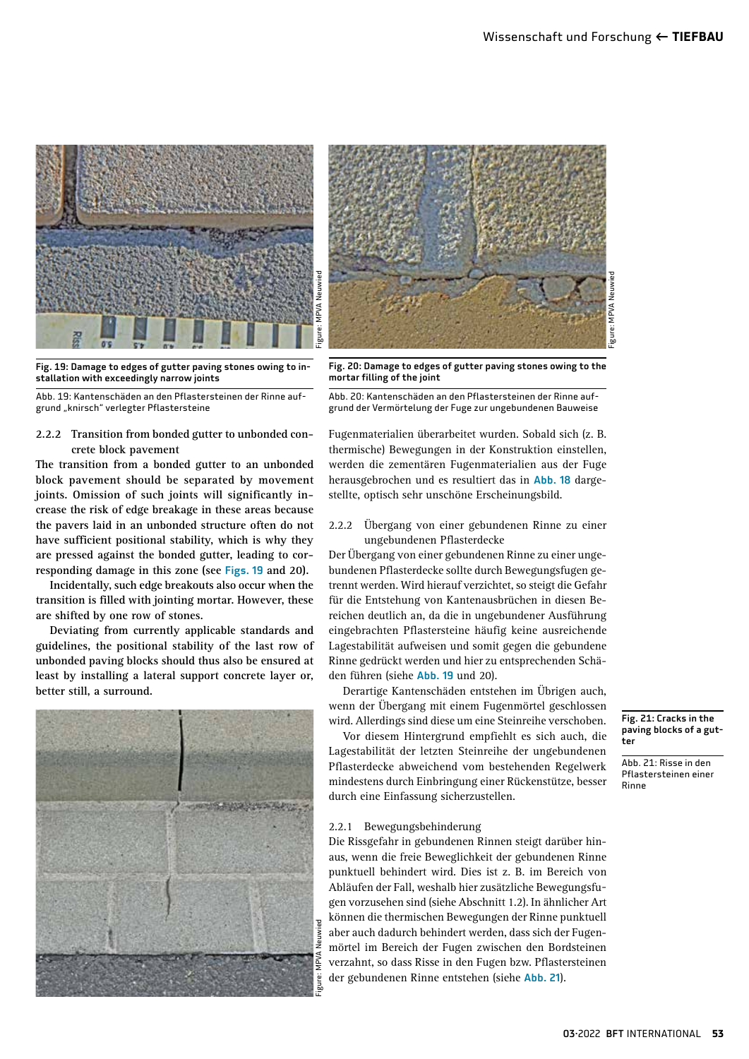Fig. 19: Damage to edges of gutter paving stones owing to installation with exceedingly narrow joints

Abb. 19: Kantenschäden an den Pflastersteinen der Rinne aufgrund „knirsch“ verlegter Pflastersteine

Fig. 20: Damage to edges of gutter paving stones owing to the mortar filling of the joint

Abb. 20: Kantenschäden an den Pflastersteinen der Rinne aufgrund der Vermörtelung der Fuge zur ungebundenen Bauweise

### 2.2.2 Transition from bonded gutter to unbonded concrete block pavement

**The transition from a bonded gutter to an unbonded block pavement should be separated by movement joints. Omission of such joints will significantly increase the risk of edge breakage in these areas because the pavers laid in an unbonded structure often do not have sufficient positional stability, which is why they are pressed against the bonded gutter, leading to corresponding damage in this zone (see Figs. 19 and 20).**

**Incidentally, such edge breakouts also occur when the transition is filled with jointing mortar. However, these are shifted by one row of stones.**

**Deviating from currently applicable standards and guidelines, the positional stability of the last row of unbonded paving blocks should thus also be ensured at least by installing a lateral support concrete layer or, better still, a surround.**

Fugenmaterialien überarbeitet wurden. Sobald sich (z. B. thermische) Bewegungen in der Konstruktion einstellen, werden die zementären Fugenmaterialien aus der Fuge herausgebrochen und es resultiert das in Abb. 18 dargestellte, optisch sehr unschöne Erscheinungsbild.

### 2.2.2 Übergang von einer gebundenen Rinne zu einer ungebundenen Pflasterdecke

Der Übergang von einer gebundenen Rinne zu einer ungebundenen Pflasterdecke sollte durch Bewegungsfugen getrennt werden. Wird hierauf verzichtet, so steigt die Gefahr für die Entstehung von Kantenausbrüchen in diesen Bereichen deutlich an, da die in ungebundener Ausführung eingebrachten Pflastersteine häufig keine ausreichende Lagestabilität aufweisen und somit gegen die gebundene Rinne gedrückt werden und hier zu entsprechenden Schäden führen (siehe Abb. 19 und 20).

Derartige Kantenschäden entstehen im Übrigen auch, wenn der Übergang mit einem Fugenmörtel geschlossen wird. Allerdings sind diese um eine Steinreihe verschoben.

Vor diesem Hintergrund empfiehlt es sich auch, die Lagestabilität der letzten Steinreihe der ungebundenen Pflasterdecke abweichend vom bestehenden Regelwerk mindestens durch Einbringung einer Rückenstütze, besser durch eine Einfassung sicherzustellen.

### 2.2.1 Bewegungsbehinderung

Die Rissgefahr in gebundenen Rinnen steigt darüber hinaus, wenn die freie Beweglichkeit der gebundenen Rinne punktuell behindert wird. Dies ist z. B. im Bereich von Abläufen der Fall, weshalb hier zusätzliche Bewegungsfugen vorzusehen sind (siehe Abschnitt 1.2). In ähnlicher Art können die thermischen Bewegungen der Rinne punktuell aber auch dadurch behindert werden, dass sich der Fugenmörtel im Bereich der Fugen zwischen den Bordsteinen verzahnt, so dass Risse in den Fugen bzw. Pflastersteinen der gebundenen Rinne entstehen (siehe Abb. 21).

**Fig. 21: Cracks in the paving blocks of a gutter**

Abb. 21: Risse in den Pflastersteinen einer Rinne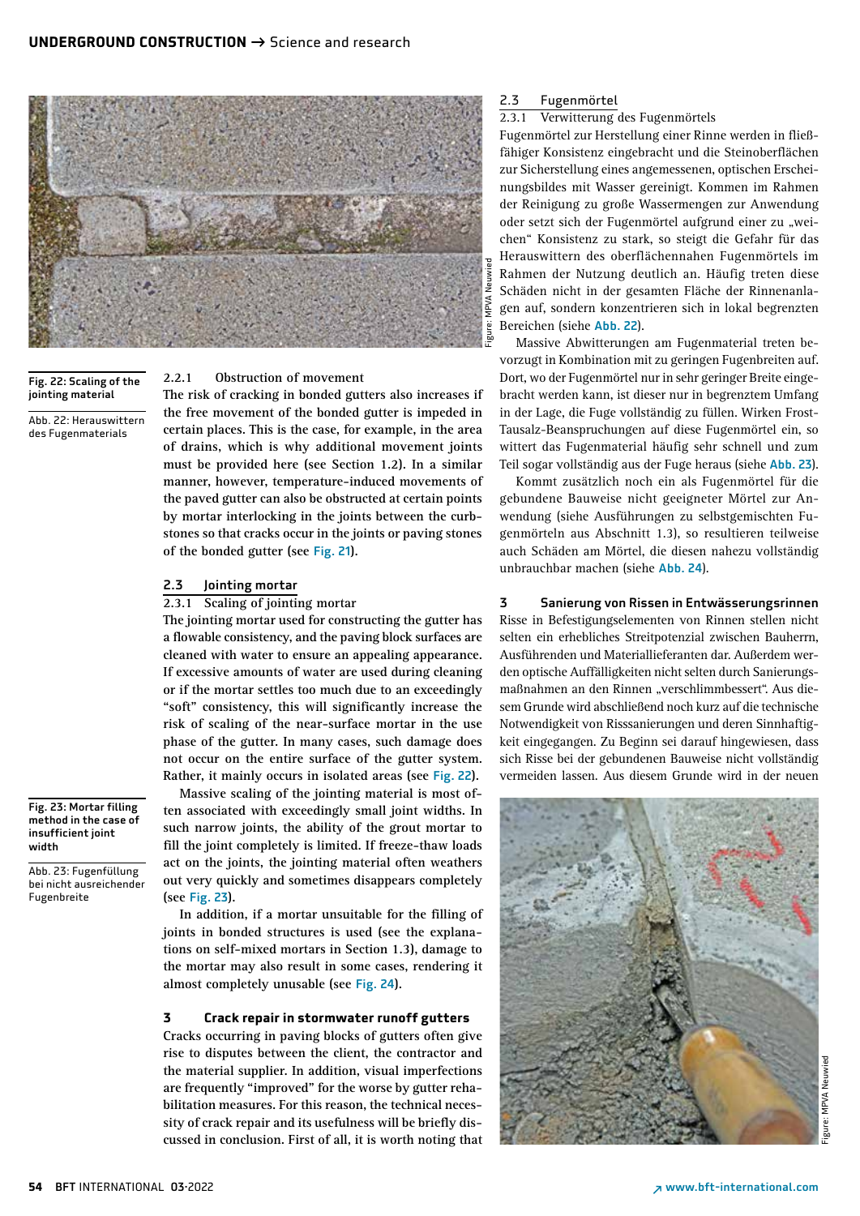Fig. 22: Scaling of the jointing material

Abb. 22: Herauswittern des Fugenmaterials

2.2.1 Obstruction of movement

The risk of cracking in bonded gutters also increases if the free movement of the bonded gutter is impeded in certain places. This is the case, for example, in the area of drains, which is why additional movement joints must be provided here (see Section 1.2). In a similar manner, however, temperature-induced movements of the paved gutter can also be obstructed at certain points by mortar interlocking in the joints between the curbstones so that cracks occur in the joints or paving stones of the bonded gutter (see Fig. 21).

## 2.3 Jointing mortar

2.3.1 Scaling of jointing mortar

The jointing mortar used for constructing the gutter has a flowable consistency, and the paving block surfaces are cleaned with water to ensure an appealing appearance. If excessive amounts of water are used during cleaning or if the mortar settles too much due to an exceedingly "soft" consistency, this will significantly increase the risk of scaling of the near-surface mortar in the use phase of the gutter. In many cases, such damage does not occur on the entire surface of the gutter system. Rather, it mainly occurs in isolated areas (see Fig. 22).

Massive scaling of the jointing material is most often associated with exceedingly small joint widths. In such narrow joints, the ability of the grout mortar to fill the joint completely is limited. If freeze-thaw loads act on the joints, the jointing material often weathers out very quickly and sometimes disappears completely (see Fig. 23).

Fig. 23: Mortar filling method in the case of insufficient joint width

Abb. 23: Fugenfüllung bei nicht ausreichender Fugenbreite

In addition, if a mortar unsuitable for the filling of joints in bonded structures is used (see the explanations on self-mixed mortars in Section 1.3), damage to the mortar may also result in some cases, rendering it almost completely unusable (see Fig. 24).

## 3 Crack repair in stormwater runoff gutters

Cracks occurring in paving blocks of gutters often give rise to disputes between the client, the contractor and the material supplier. In addition, visual imperfections are frequently "improved" for the worse by gutter rehabilitation measures. For this reason, the technical necessity of crack repair and its usefulness will be briefly discussed in conclusion. First of all, it is worth noting that

## 2.3 Fugenmörtel

2.3.1 Verwitterung des Fugenmörtels

Fugenmörtel zur Herstellung einer Rinne werden in fließfähiger Konsistenz eingebracht und die Steinoberflächen zur Sicherstellung eines angemessenen, optischen Erscheinungsbildes mit Wasser gereinigt. Kommen im Rahmen der Reinigung zu große Wassermengen zur Anwendung oder setzt sich der Fugenmörtel aufgrund einer zu „weichen" Konsistenz zu stark, so steigt die Gefahr für das Herauswittern des oberflächennahen Fugenmörtels im Rahmen der Nutzung deutlich an. Häufig treten diese Schäden nicht in der gesamten Fläche der Rinnenanlagen auf, sondern konzentrieren sich in lokal begrenzten Bereichen (siehe Abb. 22).

Massive Abwitterungen am Fugenmaterial treten bevorzugt in Kombination mit zu geringen Fugenbreiten auf. Dort, wo der Fugenmörtel nur in sehr geringer Breite eingebracht werden kann, ist dieser nur in begrenztem Umfang in der Lage, die Fuge vollständig zu füllen. Wirken Frost-Tausalz-Beanspruchungen auf diese Fugenmörtel ein, so wittert das Fugenmaterial häufig sehr schnell und zum Teil sogar vollständig aus der Fuge heraus (siehe Abb. 23).

Kommt zusätzlich noch ein als Fugenmörtel für die gebundene Bauweise nicht geeigneter Mörtel zur Anwendung (siehe Ausführungen zu selbstgemischten Fugenmörteln aus Abschnitt 1.3), so resultieren teilweise auch Schäden am Mörtel, die diesen nahezu vollständig unbrauchbar machen (siehe Abb. 24).

## 3 Sanierung von Rissen in Entwässerungsrinnen

Risse in Befestigungselementen von Rinnen stellen nicht selten ein erhebliches Streitpotenzial zwischen Bauherrn, Ausführenden und Materiallieferanten dar. Außerdem werden optische Auffälligkeiten nicht selten durch Sanierungsmaßnahmen an den Rinnen „verschlimmbessert". Aus diesem Grunde wird abschließend noch kurz auf die technische Notwendigkeit von Risssanierungen und deren Sinnhaftigkeit eingegangen. Zu Beginn sei darauf hingewiesen, dass sich Risse bei der gebundenen Bauweise nicht vollständig vermeiden lassen. Aus diesem Grunde wird in der neuen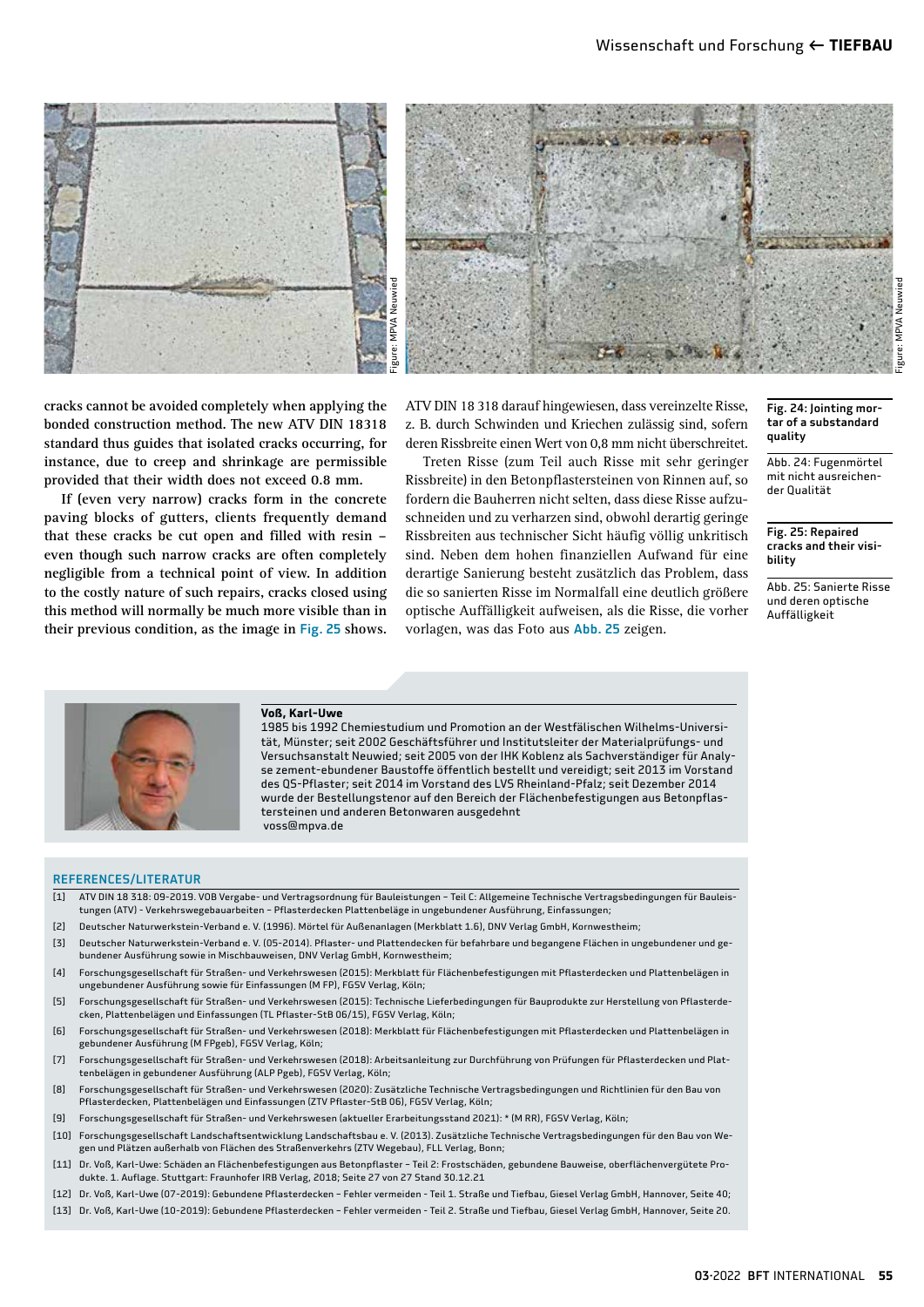Figure: MPVA Neuwied

Figure: MPVA Neuwied

**cracks cannot be avoided completely when applying the bonded construction method. The new ATV DIN 18318 standard thus guides that isolated cracks occurring, for instance, due to creep and shrinkage are permissible provided that their width does not exceed 0.8 mm.**

**If (even very narrow) cracks form in the concrete paving blocks of gutters, clients frequently demand that these cracks be cut open and filled with resin – even though such narrow cracks are often completely negligible from a technical point of view. In addition to the costly nature of such repairs, cracks closed using this method will normally be much more visible than in their previous condition, as the image in Fig. 25 shows.**

ATV DIN 18 318 darauf hingewiesen, dass vereinzelte Risse, z. B. durch Schwinden und Kriechen zulässig sind, sofern deren Rissbreite einen Wert von 0,8 mm nicht überschreitet.

Treten Risse (zum Teil auch Risse mit sehr geringer Rissbreite) in den Betonpflastersteinen von Rinnen auf, so fordern die Bauherren nicht selten, dass diese Risse aufzuschneiden und zu verharzen sind, obwohl derartig geringe Rissbreiten aus technischer Sicht häufig völlig unkritisch sind. Neben dem hohen finanziellen Aufwand für eine derartige Sanierung besteht zusätzlich das Problem, dass die so sanierten Risse im Normalfall eine deutlich größere optische Auffälligkeit aufweisen, als die Risse, die vorher vorlagen, was das Foto aus **Abb. 25** zeigen.

**Fig. 24: Jointing mortar of a substandard quality**

Abb. 24: Fugenmörtel mit nicht ausreichender Qualität

**Fig. 25: Repaired cracks and their visibility**

Abb. 25: Sanierte Risse und deren optische Auffälligkeit

**Voß, Karl-Uwe**
1985 bis 1992 Chemiestudium und Promotion an der Westfälischen Wilhelms-Universität, Münster; seit 2002 Geschäftsführer und Institutsleiter der Materialprüfungs- und Versuchsanstalt Neuwied; seit 2005 von der IHK Koblenz als Sachverständiger für Analyse zement-ebundener Baustoffe öffentlich bestellt und vereidigt; seit 2013 im Vorstand des QS-Pflaster; seit 2014 im Vorstand des LVS Rheinland-Pfalz; seit Dezember 2014 wurde der Bestellungstenor auf den Bereich der Flächenbefestigungen aus Betonpflastersteinen und anderen Betonwaren ausgedehnt
voss@mpva.de

## REFERENCES/LITERATUR

[1] ATV DIN 18 318: 09-2019. VOB Vergabe- und Vertragsordnung für Bauleistungen – Teil C: Allgemeine Technische Vertragsbedingungen für Bauleistungen (ATV) - Verkehrswegebauarbeiten – Pflasterdecken Plattenbeläge in ungebundener Ausführung, Einfassungen;

[2] Deutscher Naturwerkstein-Verband e. V. (1996). Mörtel für Außenanlagen (Merkblatt 1.6), DNV Verlag GmbH, Kornwestheim;

[3] Deutscher Naturwerkstein-Verband e. V. (05-2014). Pflaster- und Plattendecken für befahrbare und begangene Flächen in ungebundener und gebundener Ausführung sowie in Mischbauweisen, DNV Verlag GmbH, Kornwestheim;

[4] Forschungsgesellschaft für Straßen- und Verkehrswesen (2015): Merkblatt für Flächenbefestigungen mit Pflasterdecken und Plattenbelägen in ungebundener Ausführung sowie für Einfassungen (M FP), FGSV Verlag, Köln;

[5] Forschungsgesellschaft für Straßen- und Verkehrswesen (2015): Technische Lieferbedingungen für Bauprodukte zur Herstellung von Pflasterdecken, Plattenbelägen und Einfassungen (TL Pflaster-StB 06/15), FGSV Verlag, Köln;

[6] Forschungsgesellschaft für Straßen- und Verkehrswesen (2018): Merkblatt für Flächenbefestigungen mit Pflasterdecken und Plattenbelägen in gebundener Ausführung (M FPgeb), FGSV Verlag, Köln;

[7] Forschungsgesellschaft für Straßen- und Verkehrswesen (2018): Arbeitsanleitung zur Durchführung von Prüfungen für Pflasterdecken und Plattenbelägen in gebundener Ausführung (ALP Pgeb), FGSV Verlag, Köln;

[8] Forschungsgesellschaft für Straßen- und Verkehrswesen (2020): Zusätzliche Technische Vertragsbedingungen und Richtlinien für den Bau von Pflasterdecken, Plattenbelägen und Einfassungen (ZTV Pflaster-StB 06), FGSV Verlag, Köln;

[9] Forschungsgesellschaft für Straßen- und Verkehrswesen (aktueller Erarbeitungsstand 2021): * (M RR), FGSV Verlag, Köln;

[10] Forschungsgesellschaft Landschaftsentwicklung Landschaftsbau e. V. (2013). Zusätzliche Technische Vertragsbedingungen für den Bau von Wegen und Plätzen außerhalb von Flächen des Straßenverkehrs (ZTV Wegebau), FLL Verlag, Bonn;

[11] Dr. Voß, Karl-Uwe: Schäden an Flächenbefestigungen aus Betonpflaster – Teil 2: Frostschäden, gebundene Bauweise, oberflächenvergütete Produkte. 1. Auflage. Stuttgart: Fraunhofer IRB Verlag, 2018; Seite 27 von 27 Stand 30.12.21

[12] Dr. Voß, Karl-Uwe (07-2019): Gebundene Pflasterdecken – Fehler vermeiden - Teil 1. Straße und Tiefbau, Giesel Verlag GmbH, Hannover, Seite 40;

[13] Dr. Voß, Karl-Uwe (10-2019): Gebundene Pflasterdecken – Fehler vermeiden - Teil 2. Straße und Tiefbau, Giesel Verlag GmbH, Hannover, Seite 20.